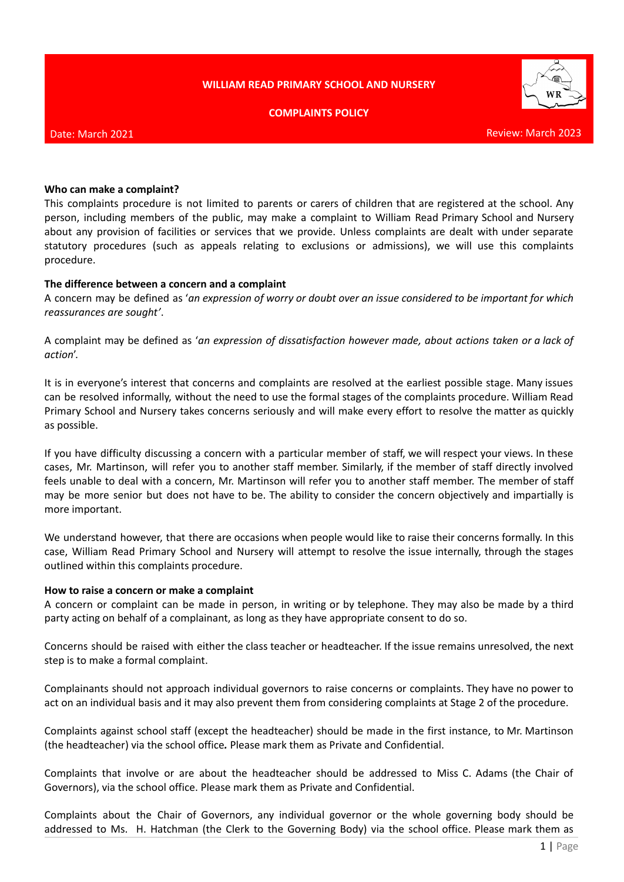# WILLIAM READ PRIMARY SCHOOL AND NURSERY

## COMPLAINTS POLICY

Date: March 2021 Review: March 2023

**Who can make a complaint?**
This complaints procedure is not limited to parents or carers of children that are registered at the school. Any person, including members of the public, may make a complaint to William Read Primary School and Nursery about any provision of facilities or services that we provide. Unless complaints are dealt with under separate statutory procedures (such as appeals relating to exclusions or admissions), we will use this complaints procedure.

**The difference between a concern and a complaint**
A concern may be defined as '*an expression of worry or doubt over an issue considered to be important for which reassurances are sought'*.

A complaint may be defined as '*an expression of dissatisfaction however made, about actions taken or a lack of action*'.

It is in everyone's interest that concerns and complaints are resolved at the earliest possible stage. Many issues can be resolved informally, without the need to use the formal stages of the complaints procedure. William Read Primary School and Nursery takes concerns seriously and will make every effort to resolve the matter as quickly as possible.

If you have difficulty discussing a concern with a particular member of staff, we will respect your views. In these cases, Mr. Martinson, will refer you to another staff member. Similarly, if the member of staff directly involved feels unable to deal with a concern, Mr. Martinson will refer you to another staff member. The member of staff may be more senior but does not have to be. The ability to consider the concern objectively and impartially is more important.

We understand however, that there are occasions when people would like to raise their concerns formally. In this case, William Read Primary School and Nursery will attempt to resolve the issue internally, through the stages outlined within this complaints procedure.

**How to raise a concern or make a complaint**
A concern or complaint can be made in person, in writing or by telephone. They may also be made by a third party acting on behalf of a complainant, as long as they have appropriate consent to do so.

Concerns should be raised with either the class teacher or headteacher. If the issue remains unresolved, the next step is to make a formal complaint.

Complainants should not approach individual governors to raise concerns or complaints. They have no power to act on an individual basis and it may also prevent them from considering complaints at Stage 2 of the procedure.

Complaints against school staff (except the headteacher) should be made in the first instance, to Mr. Martinson (the headteacher) via the school office*.* Please mark them as Private and Confidential.

Complaints that involve or are about the headteacher should be addressed to Miss C. Adams (the Chair of Governors), via the school office. Please mark them as Private and Confidential.

Complaints about the Chair of Governors, any individual governor or the whole governing body should be addressed to Ms. H. Hatchman (the Clerk to the Governing Body) via the school office. Please mark them as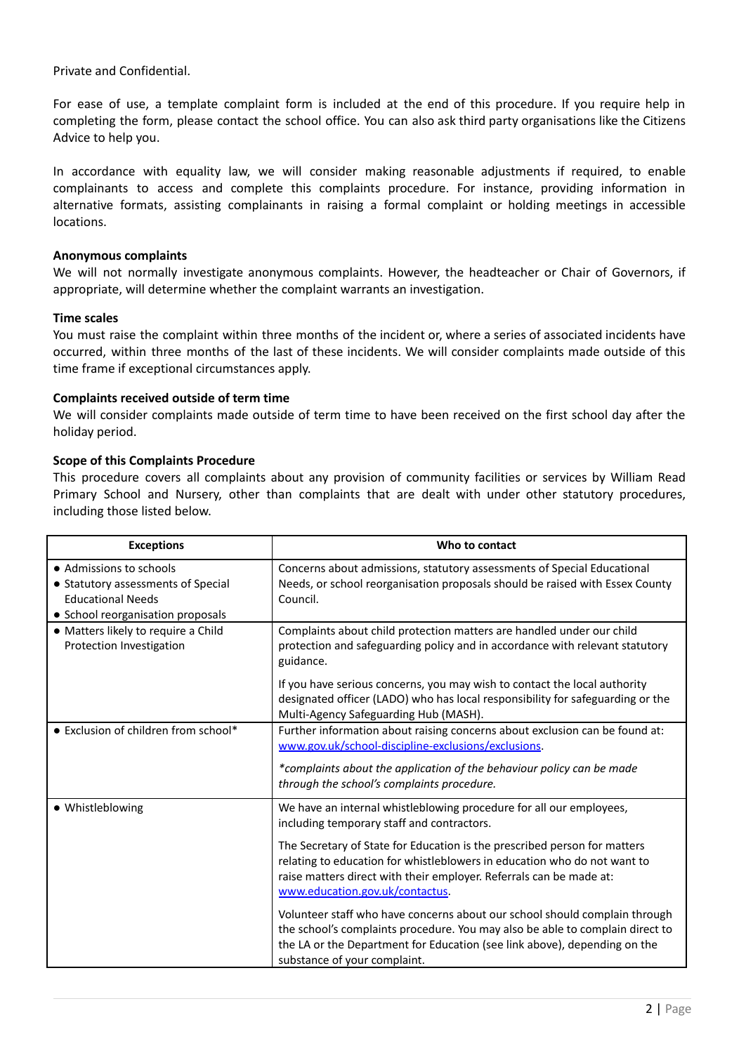Private and Confidential.

For ease of use, a template complaint form is included at the end of this procedure. If you require help in completing the form, please contact the school office. You can also ask third party organisations like the Citizens Advice to help you.

In accordance with equality law, we will consider making reasonable adjustments if required, to enable complainants to access and complete this complaints procedure. For instance, providing information in alternative formats, assisting complainants in raising a formal complaint or holding meetings in accessible locations.

**Anonymous complaints**
We will not normally investigate anonymous complaints. However, the headteacher or Chair of Governors, if appropriate, will determine whether the complaint warrants an investigation.

**Time scales**
You must raise the complaint within three months of the incident or, where a series of associated incidents have occurred, within three months of the last of these incidents. We will consider complaints made outside of this time frame if exceptional circumstances apply.

**Complaints received outside of term time**
We will consider complaints made outside of term time to have been received on the first school day after the holiday period.

**Scope of this Complaints Procedure**
This procedure covers all complaints about any provision of community facilities or services by William Read Primary School and Nursery, other than complaints that are dealt with under other statutory procedures, including those listed below.

| Exceptions | Who to contact |
|---|---|
| ● Admissions to schools<br>● Statutory assessments of Special Educational Needs<br>● School reorganisation proposals | Concerns about admissions, statutory assessments of Special Educational Needs, or school reorganisation proposals should be raised with Essex County Council. |
| ● Matters likely to require a Child Protection Investigation | Complaints about child protection matters are handled under our child protection and safeguarding policy and in accordance with relevant statutory guidance.<br><br>If you have serious concerns, you may wish to contact the local authority designated officer (LADO) who has local responsibility for safeguarding or the Multi-Agency Safeguarding Hub (MASH). |
| ● Exclusion of children from school* | Further information about raising concerns about exclusion can be found at: [www.gov.uk/school-discipline-exclusions/exclusions](www.gov.uk/school-discipline-exclusions/exclusions).<br><br>*\*complaints about the application of the behaviour policy can be made through the school's complaints procedure.* |
| ● Whistleblowing | We have an internal whistleblowing procedure for all our employees, including temporary staff and contractors.<br><br>The Secretary of State for Education is the prescribed person for matters relating to education for whistleblowers in education who do not want to raise matters direct with their employer. Referrals can be made at: [www.education.gov.uk/contactus](www.education.gov.uk/contactus).<br><br>Volunteer staff who have concerns about our school should complain through the school's complaints procedure. You may also be able to complain direct to the LA or the Department for Education (see link above), depending on the substance of your complaint. |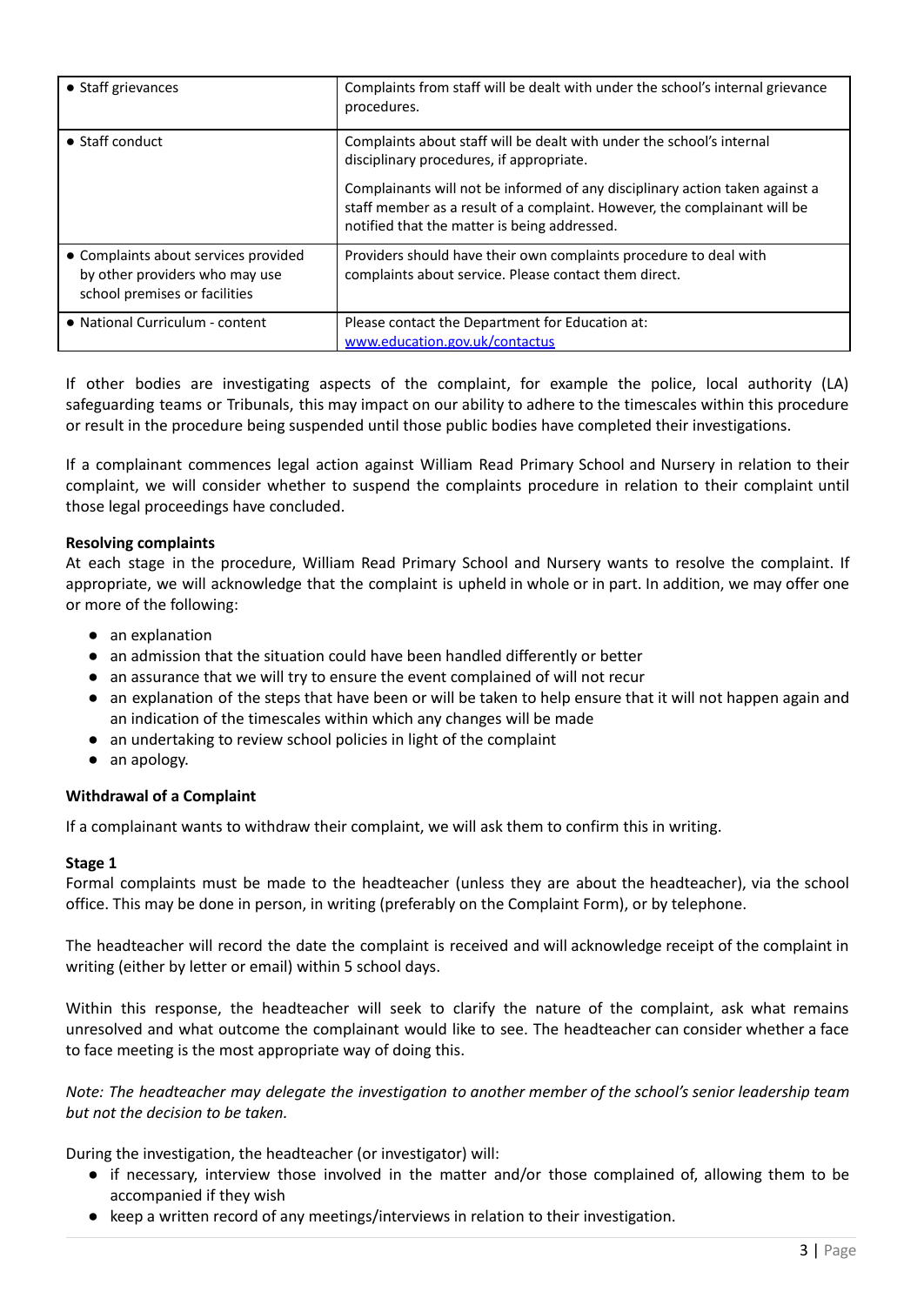| • Staff grievances | Complaints from staff will be dealt with under the school's internal grievance procedures. |
|---|---|
| • Staff conduct | Complaints about staff will be dealt with under the school's internal disciplinary procedures, if appropriate.<br><br>Complainants will not be informed of any disciplinary action taken against a staff member as a result of a complaint. However, the complainant will be notified that the matter is being addressed. |
| • Complaints about services provided by other providers who may use school premises or facilities | Providers should have their own complaints procedure to deal with complaints about service. Please contact them direct. |
| • National Curriculum - content | Please contact the Department for Education at: [www.education.gov.uk/contactus](http://www.education.gov.uk/contactus) |

If other bodies are investigating aspects of the complaint, for example the police, local authority (LA) safeguarding teams or Tribunals, this may impact on our ability to adhere to the timescales within this procedure or result in the procedure being suspended until those public bodies have completed their investigations.

If a complainant commences legal action against William Read Primary School and Nursery in relation to their complaint, we will consider whether to suspend the complaints procedure in relation to their complaint until those legal proceedings have concluded.

**Resolving complaints**
At each stage in the procedure, William Read Primary School and Nursery wants to resolve the complaint. If appropriate, we will acknowledge that the complaint is upheld in whole or in part. In addition, we may offer one or more of the following:

- an explanation
- an admission that the situation could have been handled differently or better
- an assurance that we will try to ensure the event complained of will not recur
- an explanation of the steps that have been or will be taken to help ensure that it will not happen again and an indication of the timescales within which any changes will be made
- an undertaking to review school policies in light of the complaint
- an apology.

**Withdrawal of a Complaint**

If a complainant wants to withdraw their complaint, we will ask them to confirm this in writing.

**Stage 1**
Formal complaints must be made to the headteacher (unless they are about the headteacher), via the school office. This may be done in person, in writing (preferably on the Complaint Form), or by telephone.

The headteacher will record the date the complaint is received and will acknowledge receipt of the complaint in writing (either by letter or email) within 5 school days.

Within this response, the headteacher will seek to clarify the nature of the complaint, ask what remains unresolved and what outcome the complainant would like to see. The headteacher can consider whether a face to face meeting is the most appropriate way of doing this.

*Note: The headteacher may delegate the investigation to another member of the school's senior leadership team but not the decision to be taken.*

During the investigation, the headteacher (or investigator) will:

- if necessary, interview those involved in the matter and/or those complained of, allowing them to be accompanied if they wish
- keep a written record of any meetings/interviews in relation to their investigation.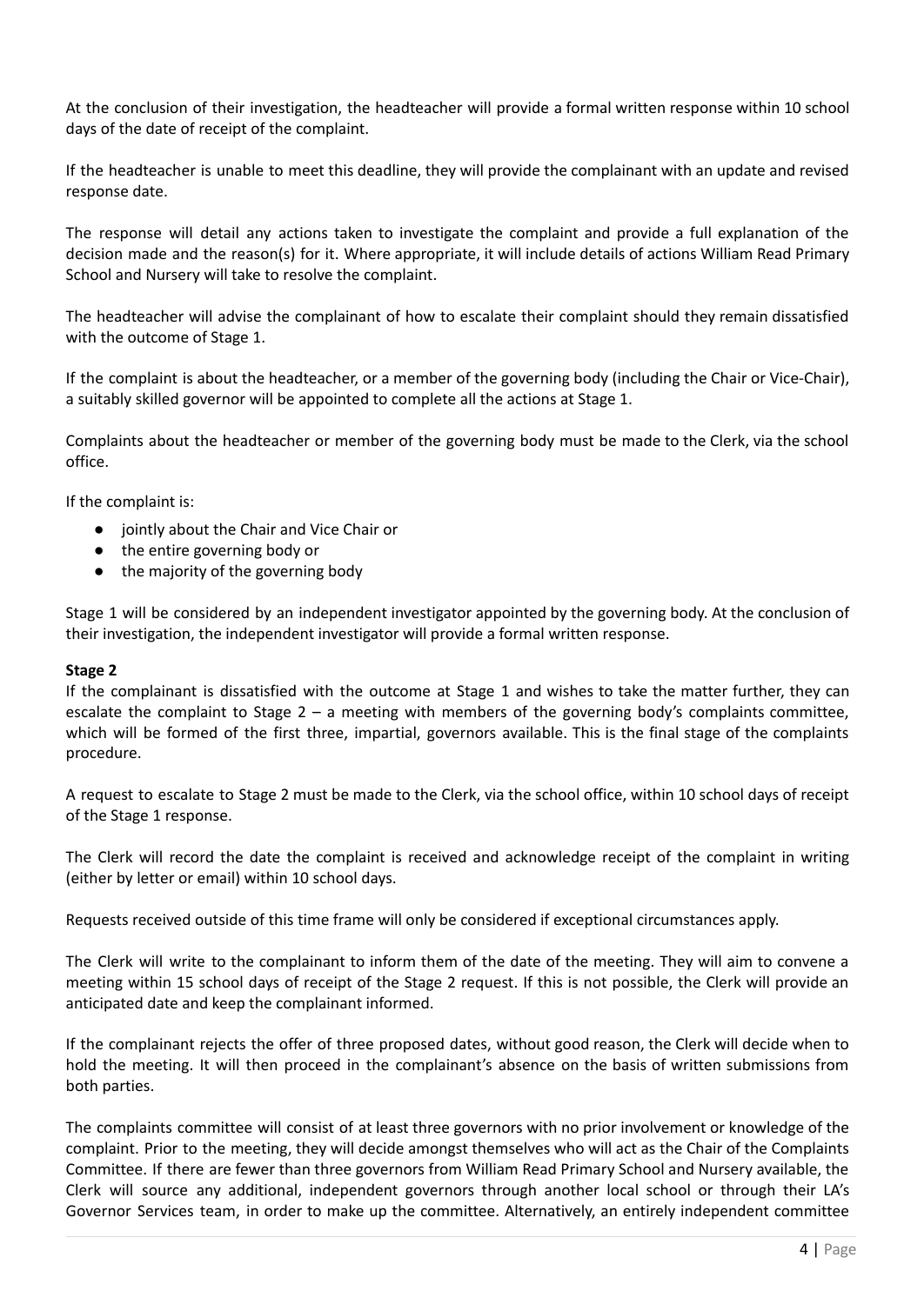At the conclusion of their investigation, the headteacher will provide a formal written response within 10 school days of the date of receipt of the complaint.

If the headteacher is unable to meet this deadline, they will provide the complainant with an update and revised response date.

The response will detail any actions taken to investigate the complaint and provide a full explanation of the decision made and the reason(s) for it. Where appropriate, it will include details of actions William Read Primary School and Nursery will take to resolve the complaint.

The headteacher will advise the complainant of how to escalate their complaint should they remain dissatisfied with the outcome of Stage 1.

If the complaint is about the headteacher, or a member of the governing body (including the Chair or Vice-Chair), a suitably skilled governor will be appointed to complete all the actions at Stage 1.

Complaints about the headteacher or member of the governing body must be made to the Clerk, via the school office.

If the complaint is:

- jointly about the Chair and Vice Chair or
- the entire governing body or
- the majority of the governing body

Stage 1 will be considered by an independent investigator appointed by the governing body. At the conclusion of their investigation, the independent investigator will provide a formal written response.

**Stage 2**

If the complainant is dissatisfied with the outcome at Stage 1 and wishes to take the matter further, they can escalate the complaint to Stage 2 – a meeting with members of the governing body's complaints committee, which will be formed of the first three, impartial, governors available. This is the final stage of the complaints procedure.

A request to escalate to Stage 2 must be made to the Clerk, via the school office, within 10 school days of receipt of the Stage 1 response.

The Clerk will record the date the complaint is received and acknowledge receipt of the complaint in writing (either by letter or email) within 10 school days.

Requests received outside of this time frame will only be considered if exceptional circumstances apply.

The Clerk will write to the complainant to inform them of the date of the meeting. They will aim to convene a meeting within 15 school days of receipt of the Stage 2 request. If this is not possible, the Clerk will provide an anticipated date and keep the complainant informed.

If the complainant rejects the offer of three proposed dates, without good reason, the Clerk will decide when to hold the meeting. It will then proceed in the complainant's absence on the basis of written submissions from both parties.

The complaints committee will consist of at least three governors with no prior involvement or knowledge of the complaint. Prior to the meeting, they will decide amongst themselves who will act as the Chair of the Complaints Committee. If there are fewer than three governors from William Read Primary School and Nursery available, the Clerk will source any additional, independent governors through another local school or through their LA's Governor Services team, in order to make up the committee. Alternatively, an entirely independent committee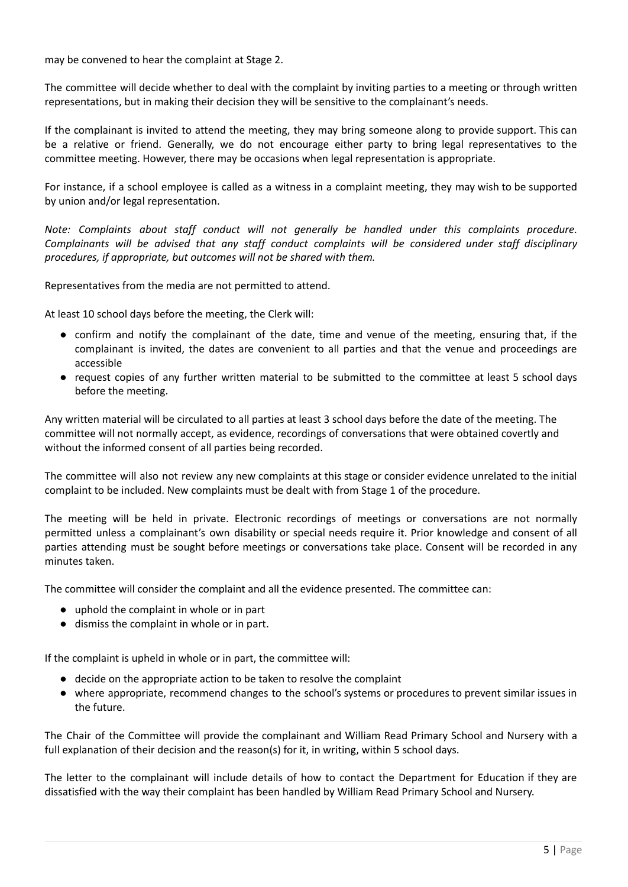may be convened to hear the complaint at Stage 2.

The committee will decide whether to deal with the complaint by inviting parties to a meeting or through written representations, but in making their decision they will be sensitive to the complainant's needs.

If the complainant is invited to attend the meeting, they may bring someone along to provide support. This can be a relative or friend. Generally, we do not encourage either party to bring legal representatives to the committee meeting. However, there may be occasions when legal representation is appropriate.

For instance, if a school employee is called as a witness in a complaint meeting, they may wish to be supported by union and/or legal representation.

*Note: Complaints about staff conduct will not generally be handled under this complaints procedure. Complainants will be advised that any staff conduct complaints will be considered under staff disciplinary procedures, if appropriate, but outcomes will not be shared with them.*

Representatives from the media are not permitted to attend.

At least 10 school days before the meeting, the Clerk will:

- confirm and notify the complainant of the date, time and venue of the meeting, ensuring that, if the complainant is invited, the dates are convenient to all parties and that the venue and proceedings are accessible
- request copies of any further written material to be submitted to the committee at least 5 school days before the meeting.

Any written material will be circulated to all parties at least 3 school days before the date of the meeting. The committee will not normally accept, as evidence, recordings of conversations that were obtained covertly and without the informed consent of all parties being recorded.

The committee will also not review any new complaints at this stage or consider evidence unrelated to the initial complaint to be included. New complaints must be dealt with from Stage 1 of the procedure.

The meeting will be held in private. Electronic recordings of meetings or conversations are not normally permitted unless a complainant's own disability or special needs require it. Prior knowledge and consent of all parties attending must be sought before meetings or conversations take place. Consent will be recorded in any minutes taken.

The committee will consider the complaint and all the evidence presented. The committee can:

- uphold the complaint in whole or in part
- dismiss the complaint in whole or in part.

If the complaint is upheld in whole or in part, the committee will:

- decide on the appropriate action to be taken to resolve the complaint
- where appropriate, recommend changes to the school's systems or procedures to prevent similar issues in the future.

The Chair of the Committee will provide the complainant and William Read Primary School and Nursery with a full explanation of their decision and the reason(s) for it, in writing, within 5 school days.

The letter to the complainant will include details of how to contact the Department for Education if they are dissatisfied with the way their complaint has been handled by William Read Primary School and Nursery.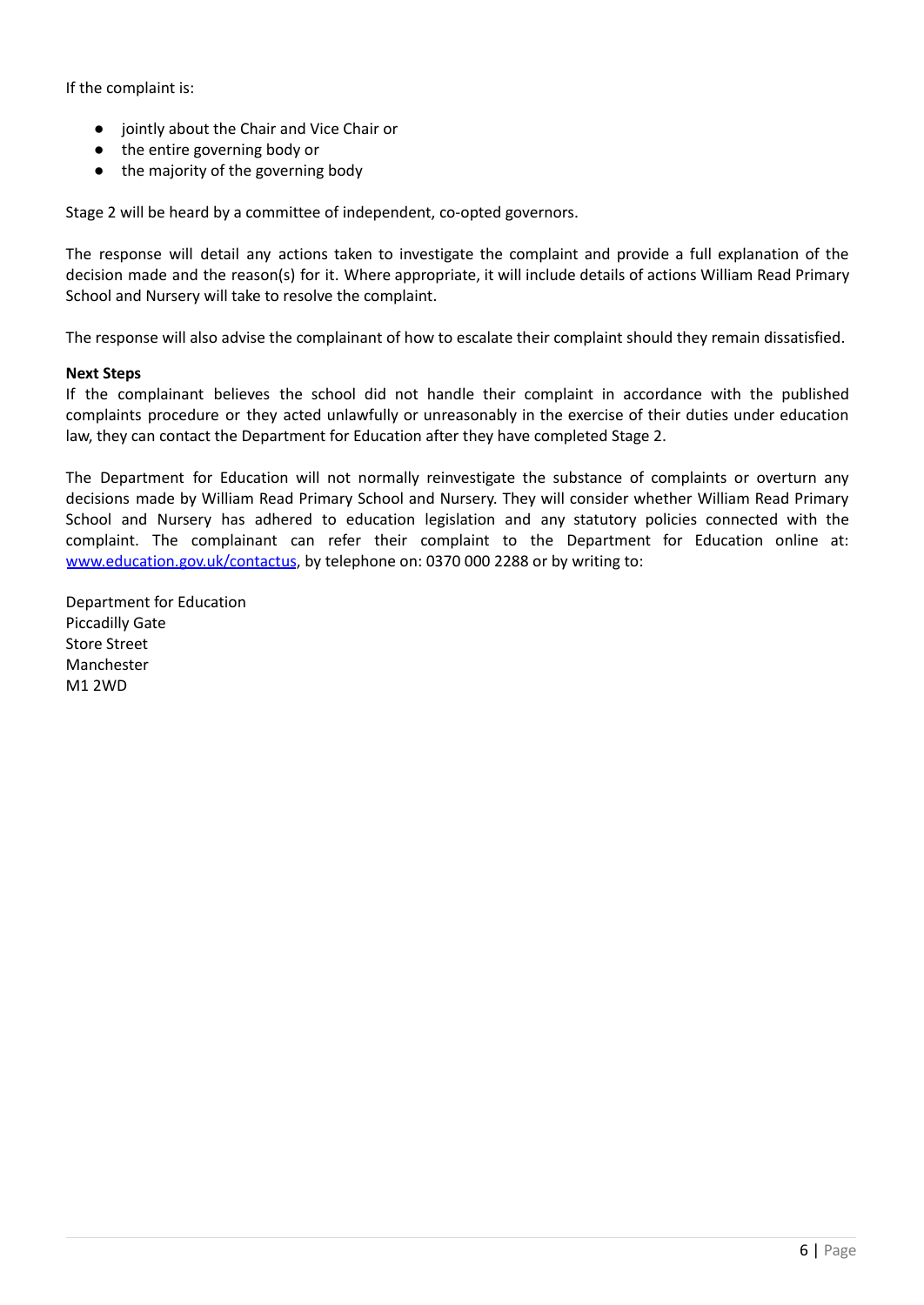If the complaint is:

- jointly about the Chair and Vice Chair or
- the entire governing body or
- the majority of the governing body

Stage 2 will be heard by a committee of independent, co-opted governors.

The response will detail any actions taken to investigate the complaint and provide a full explanation of the decision made and the reason(s) for it. Where appropriate, it will include details of actions William Read Primary School and Nursery will take to resolve the complaint.

The response will also advise the complainant of how to escalate their complaint should they remain dissatisfied.

**Next Steps**

If the complainant believes the school did not handle their complaint in accordance with the published complaints procedure or they acted unlawfully or unreasonably in the exercise of their duties under education law, they can contact the Department for Education after they have completed Stage 2.

The Department for Education will not normally reinvestigate the substance of complaints or overturn any decisions made by William Read Primary School and Nursery. They will consider whether William Read Primary School and Nursery has adhered to education legislation and any statutory policies connected with the complaint. The complainant can refer their complaint to the Department for Education online at: [www.education.gov.uk/contactus](http://www.education.gov.uk/contactus), by telephone on: 0370 000 2288 or by writing to:

Department for Education
Piccadilly Gate
Store Street
Manchester
M1 2WD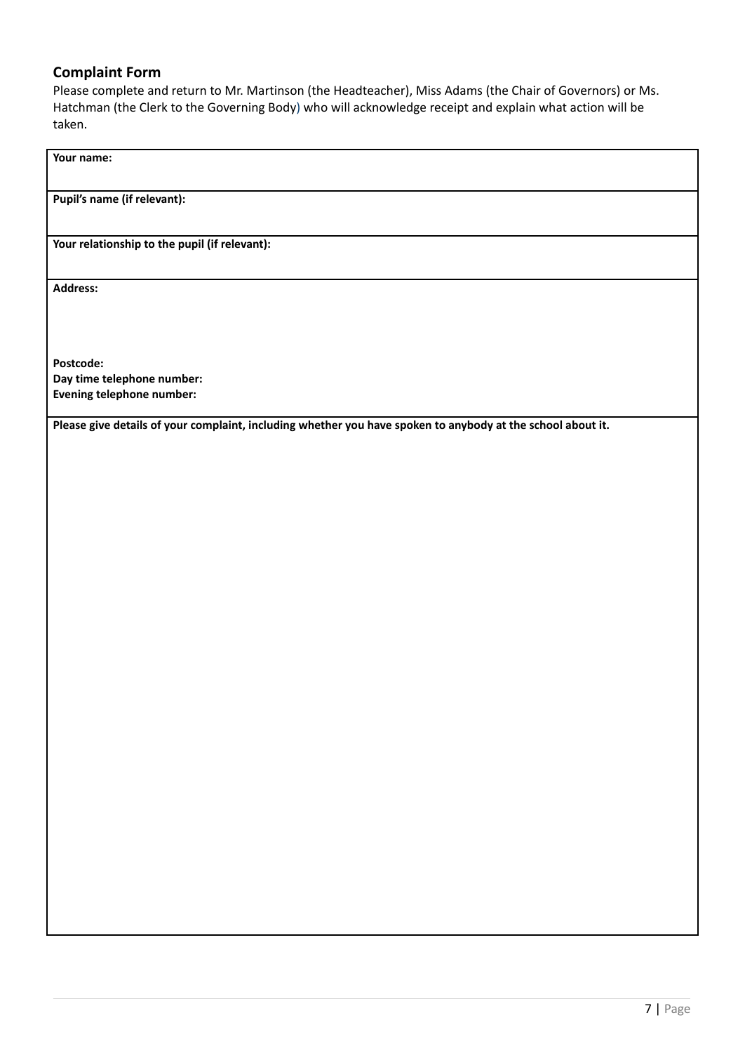## Complaint Form

Please complete and return to Mr. Martinson (the Headteacher), Miss Adams (the Chair of Governors) or Ms. Hatchman (the Clerk to the Governing Body) who will acknowledge receipt and explain what action will be taken.

| **Your name:** |
|---|
| **Pupil's name (if relevant):** |
| **Your relationship to the pupil (if relevant):** |
| **Address:**<br><br><br>**Postcode:**<br>**Day time telephone number:**<br>**Evening telephone number:** |
| **Please give details of your complaint, including whether you have spoken to anybody at the school about it.** |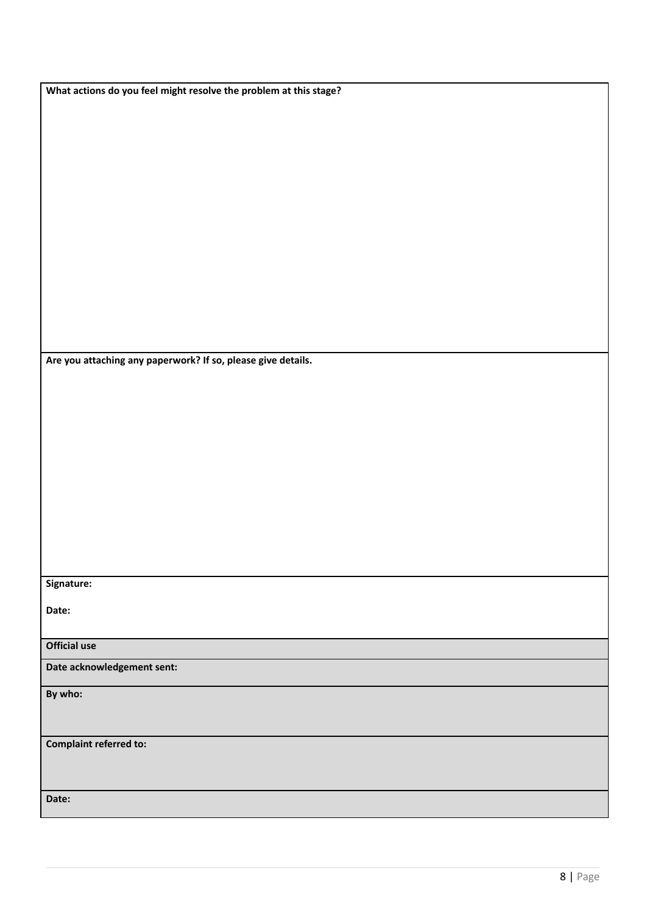**What actions do you feel might resolve the problem at this stage?**

**Are you attaching any paperwork? If so, please give details.**

**Signature:**

**Date:**

| **Official use** |
|---|
| **Date acknowledgement sent:** |
| **By who:** |
| **Complaint referred to:** |
| **Date:** |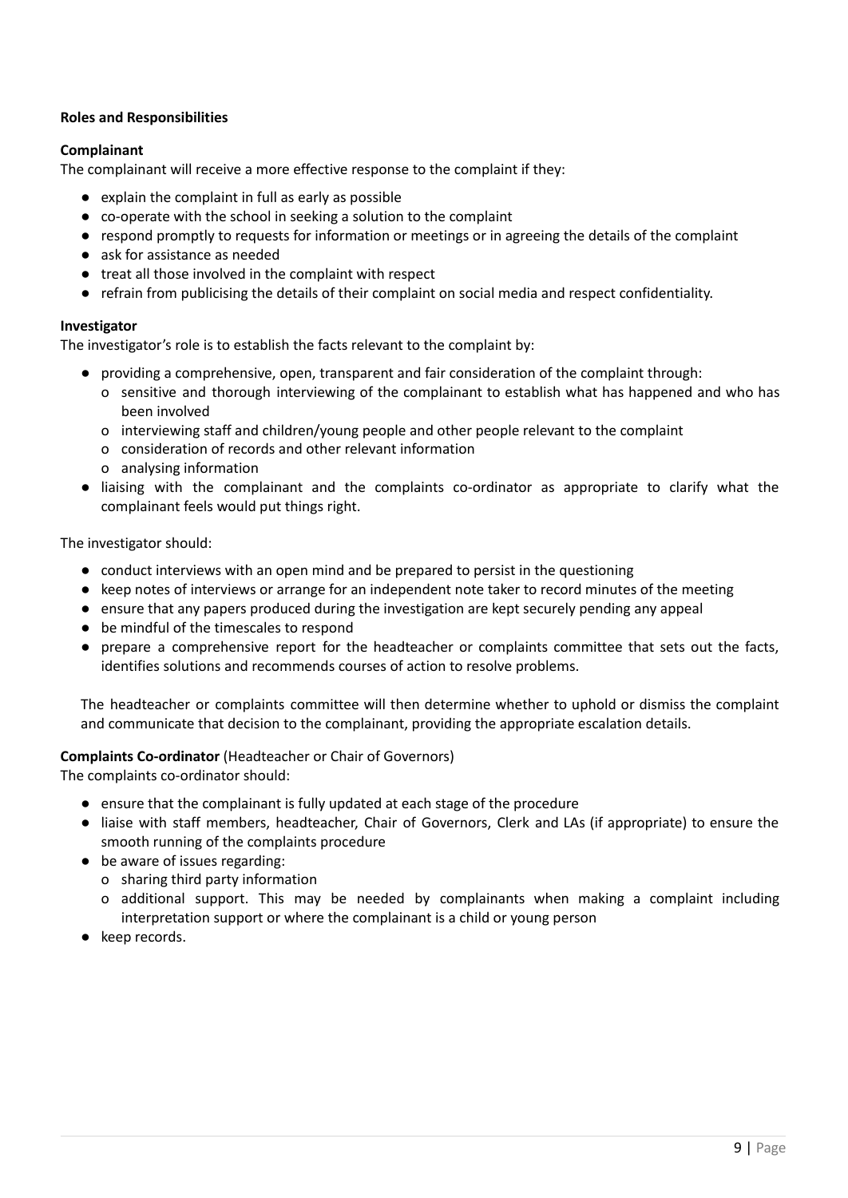**Roles and Responsibilities**

**Complainant**

The complainant will receive a more effective response to the complaint if they:

- explain the complaint in full as early as possible
- co-operate with the school in seeking a solution to the complaint
- respond promptly to requests for information or meetings or in agreeing the details of the complaint
- ask for assistance as needed
- treat all those involved in the complaint with respect
- refrain from publicising the details of their complaint on social media and respect confidentiality.

**Investigator**

The investigator's role is to establish the facts relevant to the complaint by:

- providing a comprehensive, open, transparent and fair consideration of the complaint through:
  - sensitive and thorough interviewing of the complainant to establish what has happened and who has been involved
  - interviewing staff and children/young people and other people relevant to the complaint
  - consideration of records and other relevant information
  - analysing information
- liaising with the complainant and the complaints co-ordinator as appropriate to clarify what the complainant feels would put things right.

The investigator should:

- conduct interviews with an open mind and be prepared to persist in the questioning
- keep notes of interviews or arrange for an independent note taker to record minutes of the meeting
- ensure that any papers produced during the investigation are kept securely pending any appeal
- be mindful of the timescales to respond
- prepare a comprehensive report for the headteacher or complaints committee that sets out the facts, identifies solutions and recommends courses of action to resolve problems.

The headteacher or complaints committee will then determine whether to uphold or dismiss the complaint and communicate that decision to the complainant, providing the appropriate escalation details.

**Complaints Co-ordinator** (Headteacher or Chair of Governors)

The complaints co-ordinator should:

- ensure that the complainant is fully updated at each stage of the procedure
- liaise with staff members, headteacher, Chair of Governors, Clerk and LAs (if appropriate) to ensure the smooth running of the complaints procedure
- be aware of issues regarding:
  - sharing third party information
  - additional support. This may be needed by complainants when making a complaint including interpretation support or where the complainant is a child or young person
- keep records.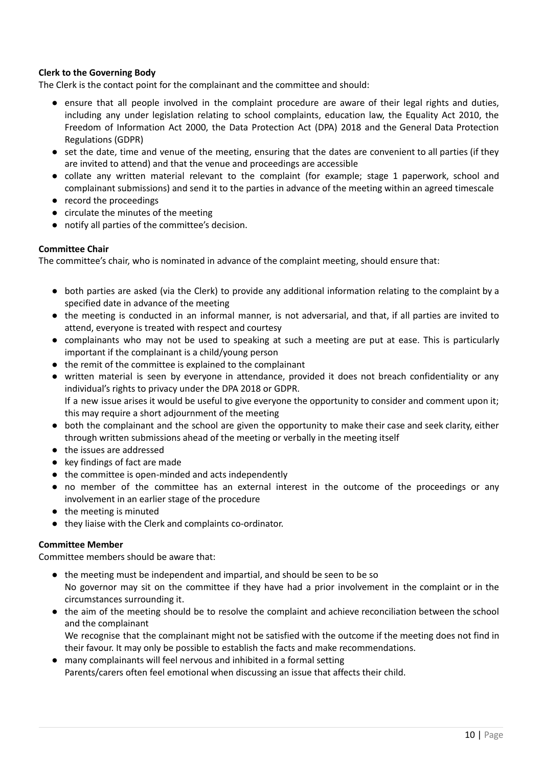**Clerk to the Governing Body**

The Clerk is the contact point for the complainant and the committee and should:

- ensure that all people involved in the complaint procedure are aware of their legal rights and duties, including any under legislation relating to school complaints, education law, the Equality Act 2010, the Freedom of Information Act 2000, the Data Protection Act (DPA) 2018 and the General Data Protection Regulations (GDPR)
- set the date, time and venue of the meeting, ensuring that the dates are convenient to all parties (if they are invited to attend) and that the venue and proceedings are accessible
- collate any written material relevant to the complaint (for example; stage 1 paperwork, school and complainant submissions) and send it to the parties in advance of the meeting within an agreed timescale
- record the proceedings
- circulate the minutes of the meeting
- notify all parties of the committee's decision.

**Committee Chair**

The committee's chair, who is nominated in advance of the complaint meeting, should ensure that:

- both parties are asked (via the Clerk) to provide any additional information relating to the complaint by a specified date in advance of the meeting
- the meeting is conducted in an informal manner, is not adversarial, and that, if all parties are invited to attend, everyone is treated with respect and courtesy
- complainants who may not be used to speaking at such a meeting are put at ease. This is particularly important if the complainant is a child/young person
- the remit of the committee is explained to the complainant
- written material is seen by everyone in attendance, provided it does not breach confidentiality or any individual's rights to privacy under the DPA 2018 or GDPR.
  If a new issue arises it would be useful to give everyone the opportunity to consider and comment upon it; this may require a short adjournment of the meeting
- both the complainant and the school are given the opportunity to make their case and seek clarity, either through written submissions ahead of the meeting or verbally in the meeting itself
- the issues are addressed
- key findings of fact are made
- the committee is open-minded and acts independently
- no member of the committee has an external interest in the outcome of the proceedings or any involvement in an earlier stage of the procedure
- the meeting is minuted
- they liaise with the Clerk and complaints co-ordinator.

**Committee Member**

Committee members should be aware that:

- the meeting must be independent and impartial, and should be seen to be so
  No governor may sit on the committee if they have had a prior involvement in the complaint or in the circumstances surrounding it.
- the aim of the meeting should be to resolve the complaint and achieve reconciliation between the school and the complainant
  We recognise that the complainant might not be satisfied with the outcome if the meeting does not find in their favour. It may only be possible to establish the facts and make recommendations.
- many complainants will feel nervous and inhibited in a formal setting
  Parents/carers often feel emotional when discussing an issue that affects their child.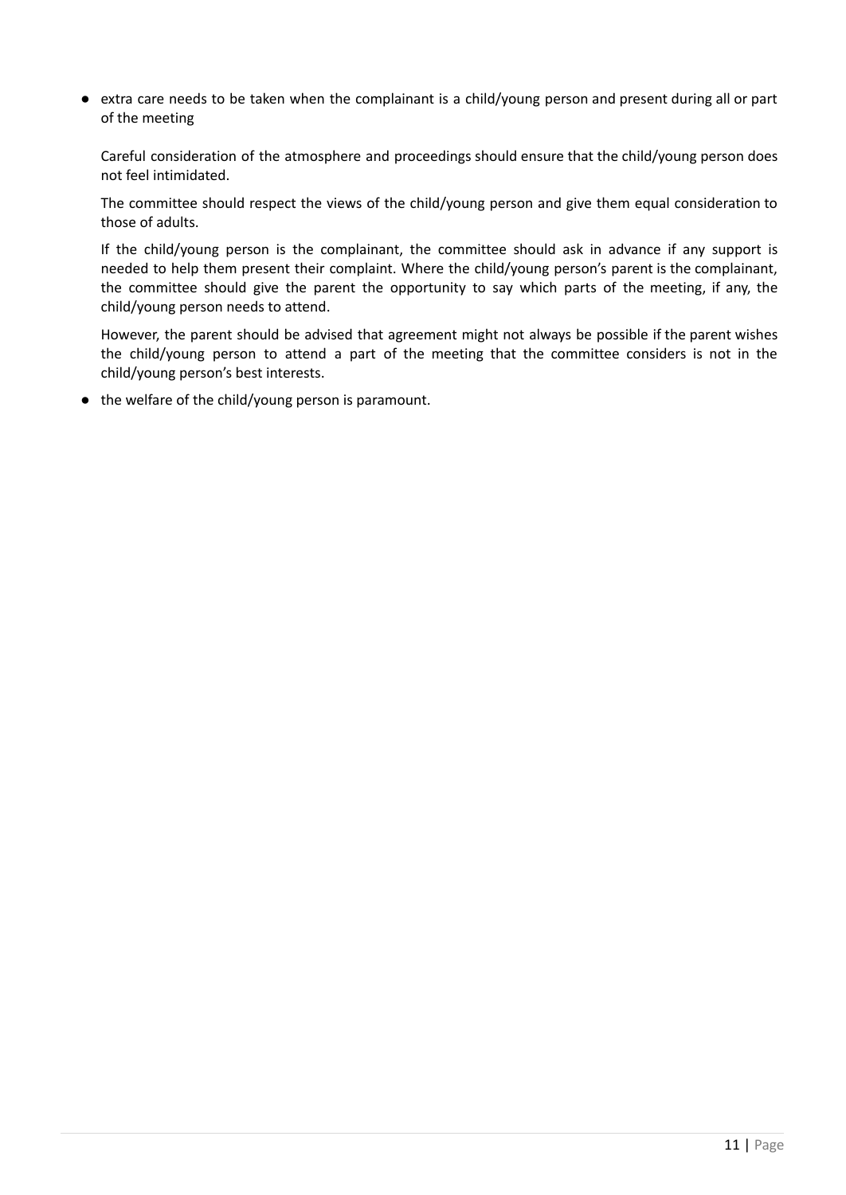- extra care needs to be taken when the complainant is a child/young person and present during all or part of the meeting

  Careful consideration of the atmosphere and proceedings should ensure that the child/young person does not feel intimidated.

  The committee should respect the views of the child/young person and give them equal consideration to those of adults.

  If the child/young person is the complainant, the committee should ask in advance if any support is needed to help them present their complaint. Where the child/young person's parent is the complainant, the committee should give the parent the opportunity to say which parts of the meeting, if any, the child/young person needs to attend.

  However, the parent should be advised that agreement might not always be possible if the parent wishes the child/young person to attend a part of the meeting that the committee considers is not in the child/young person's best interests.

- the welfare of the child/young person is paramount.